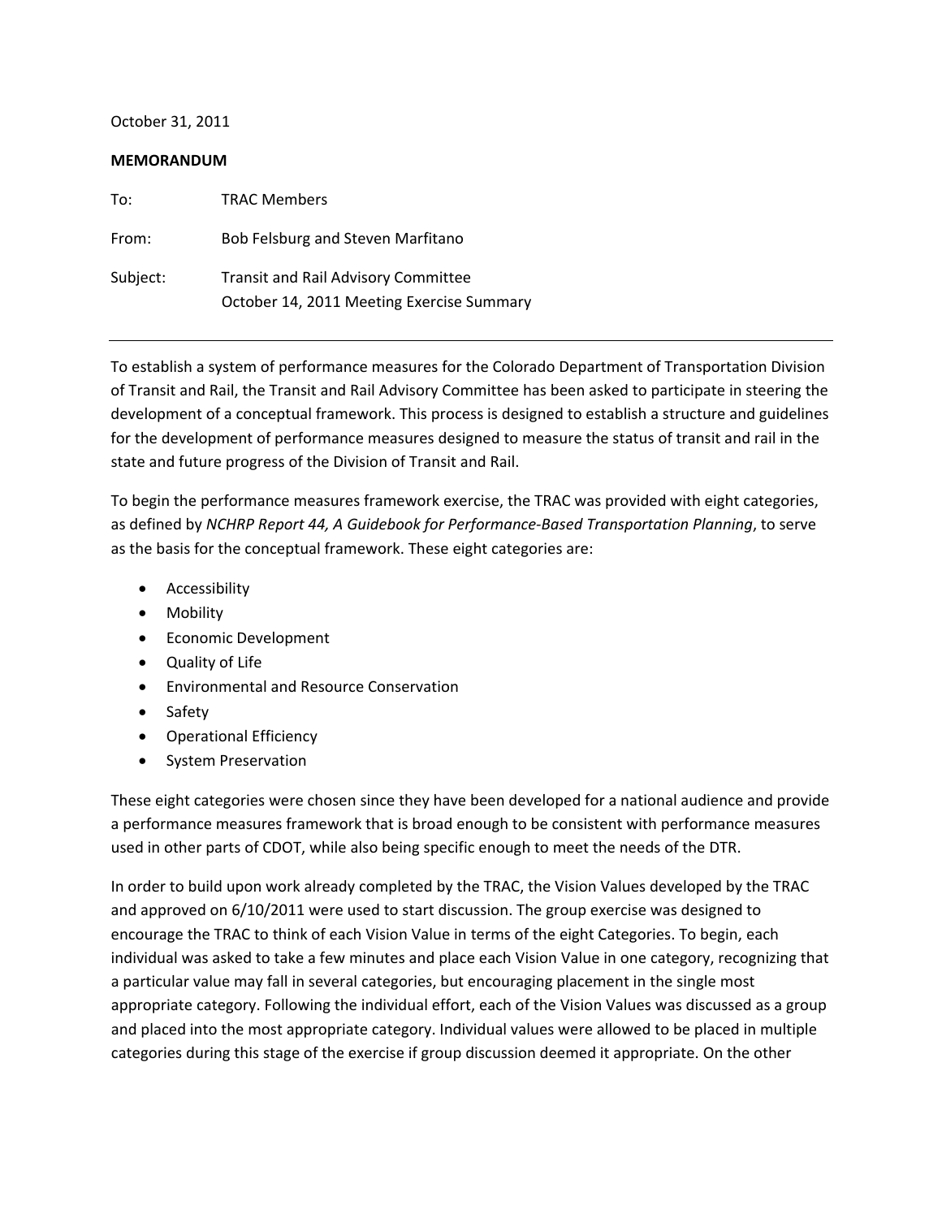October 31, 2011

**MEMORANDUM**

To: TRAC Members

From: Bob Felsburg and Steven Marfitano

Subject: Transit and Rail Advisory Committee
October 14, 2011 Meeting Exercise Summary

---

To establish a system of performance measures for the Colorado Department of Transportation Division of Transit and Rail, the Transit and Rail Advisory Committee has been asked to participate in steering the development of a conceptual framework. This process is designed to establish a structure and guidelines for the development of performance measures designed to measure the status of transit and rail in the state and future progress of the Division of Transit and Rail.

To begin the performance measures framework exercise, the TRAC was provided with eight categories, as defined by *NCHRP Report 44, A Guidebook for Performance-Based Transportation Planning*, to serve as the basis for the conceptual framework. These eight categories are:

- Accessibility
- Mobility
- Economic Development
- Quality of Life
- Environmental and Resource Conservation
- Safety
- Operational Efficiency
- System Preservation

These eight categories were chosen since they have been developed for a national audience and provide a performance measures framework that is broad enough to be consistent with performance measures used in other parts of CDOT, while also being specific enough to meet the needs of the DTR.

In order to build upon work already completed by the TRAC, the Vision Values developed by the TRAC and approved on 6/10/2011 were used to start discussion. The group exercise was designed to encourage the TRAC to think of each Vision Value in terms of the eight Categories. To begin, each individual was asked to take a few minutes and place each Vision Value in one category, recognizing that a particular value may fall in several categories, but encouraging placement in the single most appropriate category. Following the individual effort, each of the Vision Values was discussed as a group and placed into the most appropriate category. Individual values were allowed to be placed in multiple categories during this stage of the exercise if group discussion deemed it appropriate. On the other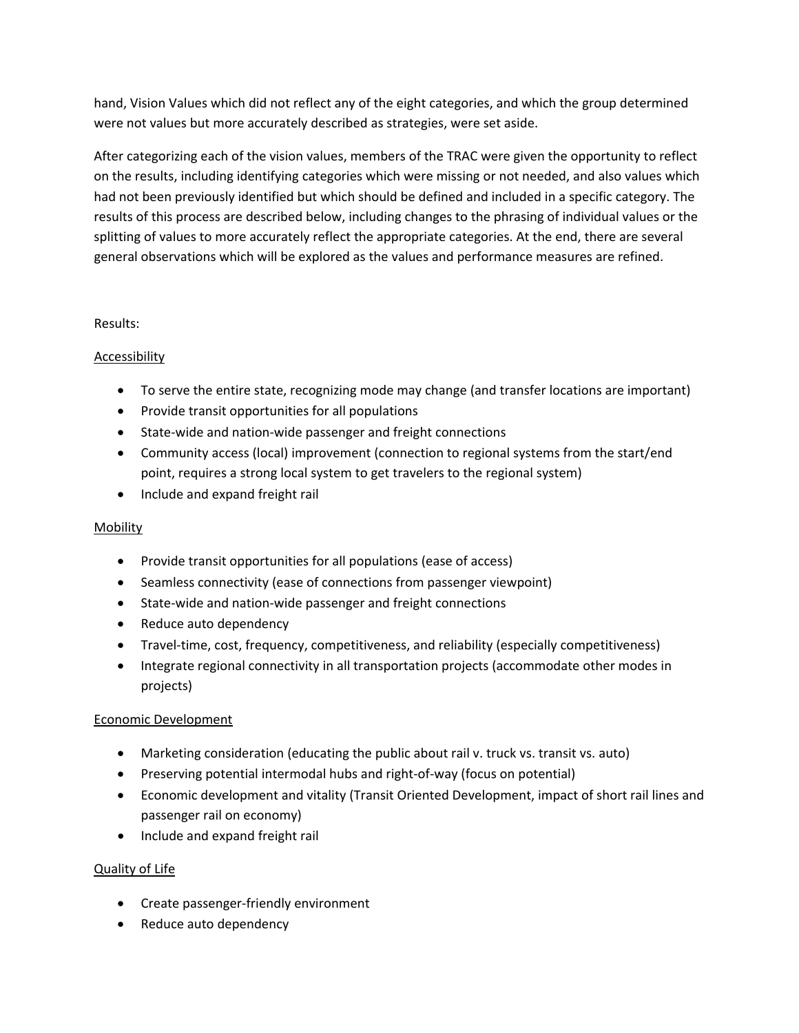hand, Vision Values which did not reflect any of the eight categories, and which the group determined were not values but more accurately described as strategies, were set aside.

After categorizing each of the vision values, members of the TRAC were given the opportunity to reflect on the results, including identifying categories which were missing or not needed, and also values which had not been previously identified but which should be defined and included in a specific category. The results of this process are described below, including changes to the phrasing of individual values or the splitting of values to more accurately reflect the appropriate categories. At the end, there are several general observations which will be explored as the values and performance measures are refined.

Results:

<u>Accessibility</u>

- To serve the entire state, recognizing mode may change (and transfer locations are important)
- Provide transit opportunities for all populations
- State-wide and nation-wide passenger and freight connections
- Community access (local) improvement (connection to regional systems from the start/end point, requires a strong local system to get travelers to the regional system)
- Include and expand freight rail

<u>Mobility</u>

- Provide transit opportunities for all populations (ease of access)
- Seamless connectivity (ease of connections from passenger viewpoint)
- State-wide and nation-wide passenger and freight connections
- Reduce auto dependency
- Travel-time, cost, frequency, competitiveness, and reliability (especially competitiveness)
- Integrate regional connectivity in all transportation projects (accommodate other modes in projects)

<u>Economic Development</u>

- Marketing consideration (educating the public about rail v. truck vs. transit vs. auto)
- Preserving potential intermodal hubs and right-of-way (focus on potential)
- Economic development and vitality (Transit Oriented Development, impact of short rail lines and passenger rail on economy)
- Include and expand freight rail

<u>Quality of Life</u>

- Create passenger-friendly environment
- Reduce auto dependency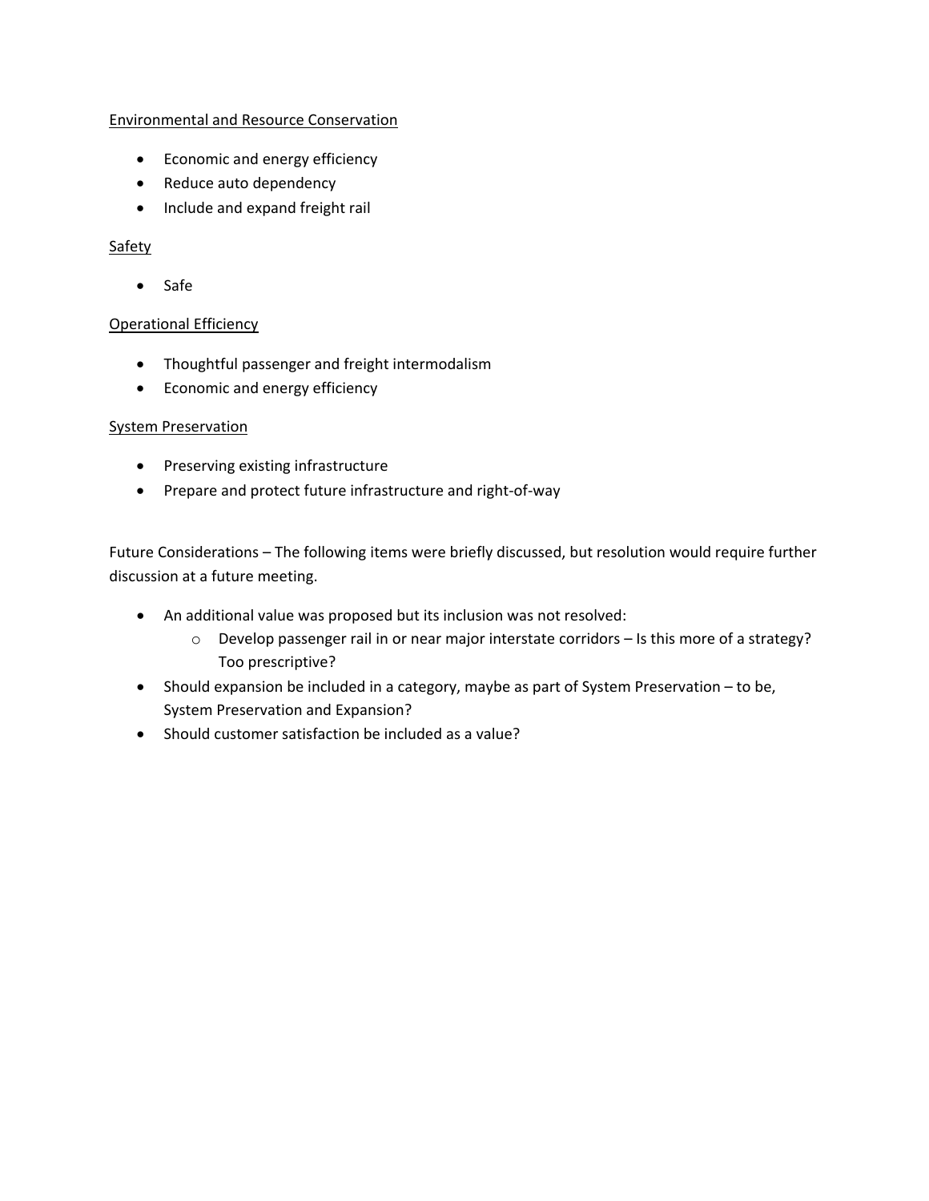<u>Environmental and Resource Conservation</u>

- Economic and energy efficiency
- Reduce auto dependency
- Include and expand freight rail

<u>Safety</u>

- Safe

<u>Operational Efficiency</u>

- Thoughtful passenger and freight intermodalism
- Economic and energy efficiency

<u>System Preservation</u>

- Preserving existing infrastructure
- Prepare and protect future infrastructure and right-of-way

Future Considerations – The following items were briefly discussed, but resolution would require further discussion at a future meeting.

- An additional value was proposed but its inclusion was not resolved:
    - Develop passenger rail in or near major interstate corridors – Is this more of a strategy? Too prescriptive?
- Should expansion be included in a category, maybe as part of System Preservation – to be, System Preservation and Expansion?
- Should customer satisfaction be included as a value?